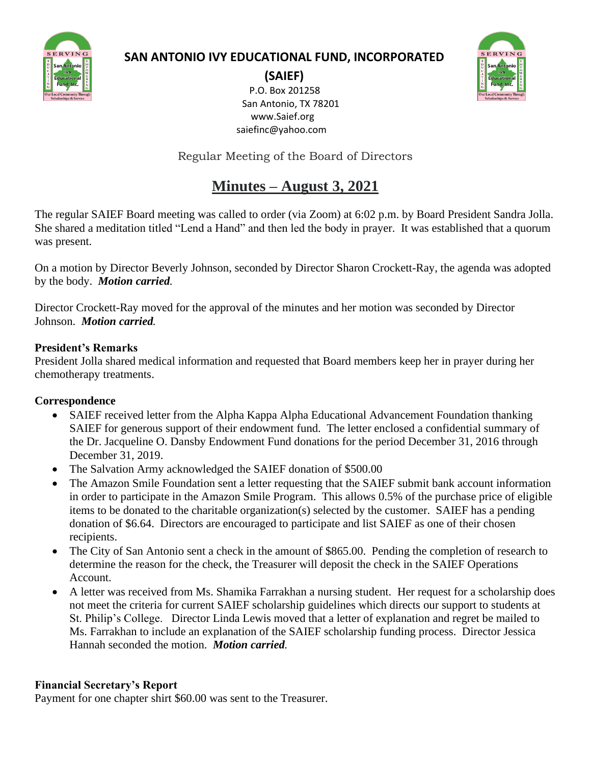# SAN ANTONIO IVY EDUCATIONAL FUND, INCORPORATED

**(SAIEF)**

P.O. Box 201258
San Antonio, TX 78201
www.Saief.org
saiefinc@yahoo.com

Regular Meeting of the Board of Directors

## Minutes – August 3, 2021

The regular SAIEF Board meeting was called to order (via Zoom) at 6:02 p.m. by Board President Sandra Jolla. She shared a meditation titled "Lend a Hand" and then led the body in prayer. It was established that a quorum was present.

On a motion by Director Beverly Johnson, seconded by Director Sharon Crockett-Ray, the agenda was adopted by the body. ***Motion carried.***

Director Crockett-Ray moved for the approval of the minutes and her motion was seconded by Director Johnson. ***Motion carried.***

**President's Remarks**

President Jolla shared medical information and requested that Board members keep her in prayer during her chemotherapy treatments.

**Correspondence**

- SAIEF received letter from the Alpha Kappa Alpha Educational Advancement Foundation thanking SAIEF for generous support of their endowment fund. The letter enclosed a confidential summary of the Dr. Jacqueline O. Dansby Endowment Fund donations for the period December 31, 2016 through December 31, 2019.
- The Salvation Army acknowledged the SAIEF donation of $500.00
- The Amazon Smile Foundation sent a letter requesting that the SAIEF submit bank account information in order to participate in the Amazon Smile Program. This allows 0.5% of the purchase price of eligible items to be donated to the charitable organization(s) selected by the customer. SAIEF has a pending donation of $6.64. Directors are encouraged to participate and list SAIEF as one of their chosen recipients.
- The City of San Antonio sent a check in the amount of $865.00. Pending the completion of research to determine the reason for the check, the Treasurer will deposit the check in the SAIEF Operations Account.
- A letter was received from Ms. Shamika Farrakhan a nursing student. Her request for a scholarship does not meet the criteria for current SAIEF scholarship guidelines which directs our support to students at St. Philip's College. Director Linda Lewis moved that a letter of explanation and regret be mailed to Ms. Farrakhan to include an explanation of the SAIEF scholarship funding process. Director Jessica Hannah seconded the motion. ***Motion carried.***

**Financial Secretary's Report**

Payment for one chapter shirt $60.00 was sent to the Treasurer.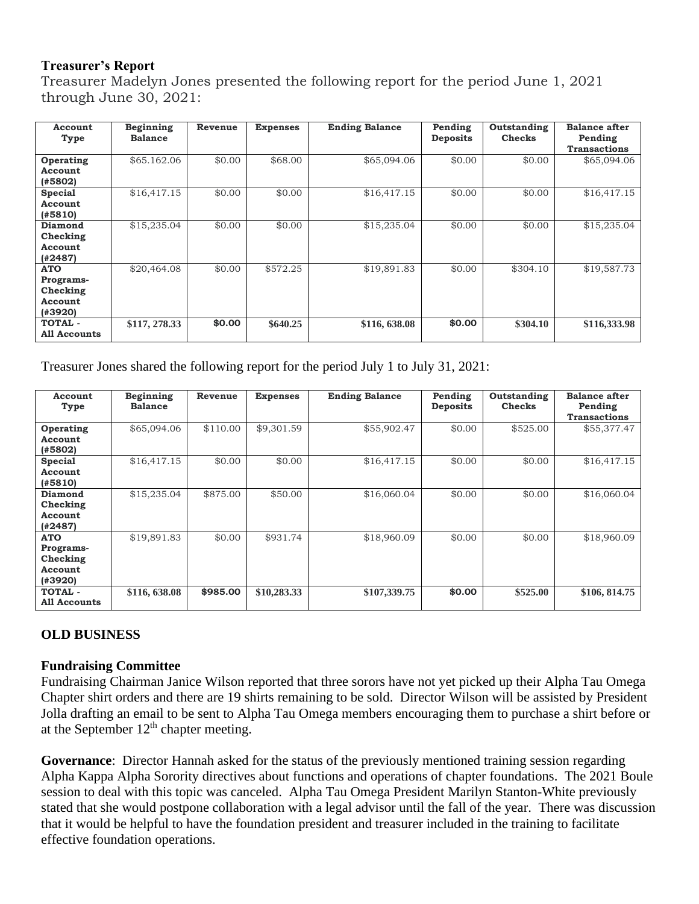**Treasurer's Report**

Treasurer Madelyn Jones presented the following report for the period June 1, 2021 through June 30, 2021:

| Account Type | Beginning Balance | Revenue | Expenses | Ending Balance | Pending Deposits | Outstanding Checks | Balance after Pending Transactions |
|---|---|---|---|---|---|---|---|
| **Operating Account (#5802)** | $65.162.06 | $0.00 | $68.00 | $65,094.06 | $0.00 | $0.00 | $65,094.06 |
| **Special Account (#5810)** | $16,417.15 | $0.00 | $0.00 | $16,417.15 | $0.00 | $0.00 | $16,417.15 |
| **Diamond Checking Account (#2487)** | $15,235.04 | $0.00 | $0.00 | $15,235.04 | $0.00 | $0.00 | $15,235.04 |
| **ATO Programs-Checking Account (#3920)** | $20,464.08 | $0.00 | $572.25 | $19,891.83 | $0.00 | $304.10 | $19,587.73 |
| **TOTAL - All Accounts** | **$117, 278.33** | **$0.00** | **$640.25** | **$116, 638.08** | **$0.00** | **$304.10** | **$116,333.98** |

Treasurer Jones shared the following report for the period July 1 to July 31, 2021:

| Account Type | Beginning Balance | Revenue | Expenses | Ending Balance | Pending Deposits | Outstanding Checks | Balance after Pending Transactions |
|---|---|---|---|---|---|---|---|
| **Operating Account (#5802)** | $65,094.06 | $110.00 | $9,301.59 | $55,902.47 | $0.00 | $525.00 | $55,377.47 |
| **Special Account (#5810)** | $16,417.15 | $0.00 | $0.00 | $16,417.15 | $0.00 | $0.00 | $16,417.15 |
| **Diamond Checking Account (#2487)** | $15,235.04 | $875.00 | $50.00 | $16,060.04 | $0.00 | $0.00 | $16,060.04 |
| **ATO Programs-Checking Account (#3920)** | $19,891.83 | $0.00 | $931.74 | $18,960.09 | $0.00 | $0.00 | $18,960.09 |
| **TOTAL - All Accounts** | **$116, 638.08** | **$985.00** | **$10,283.33** | **$107,339.75** | **$0.00** | **$525.00** | **$106, 814.75** |

## OLD BUSINESS

### Fundraising Committee

Fundraising Chairman Janice Wilson reported that three sorors have not yet picked up their Alpha Tau Omega Chapter shirt orders and there are 19 shirts remaining to be sold. Director Wilson will be assisted by President Jolla drafting an email to be sent to Alpha Tau Omega members encouraging them to purchase a shirt before or at the September 12th chapter meeting.

**Governance**: Director Hannah asked for the status of the previously mentioned training session regarding Alpha Kappa Alpha Sorority directives about functions and operations of chapter foundations. The 2021 Boule session to deal with this topic was canceled. Alpha Tau Omega President Marilyn Stanton-White previously stated that she would postpone collaboration with a legal advisor until the fall of the year. There was discussion that it would be helpful to have the foundation president and treasurer included in the training to facilitate effective foundation operations.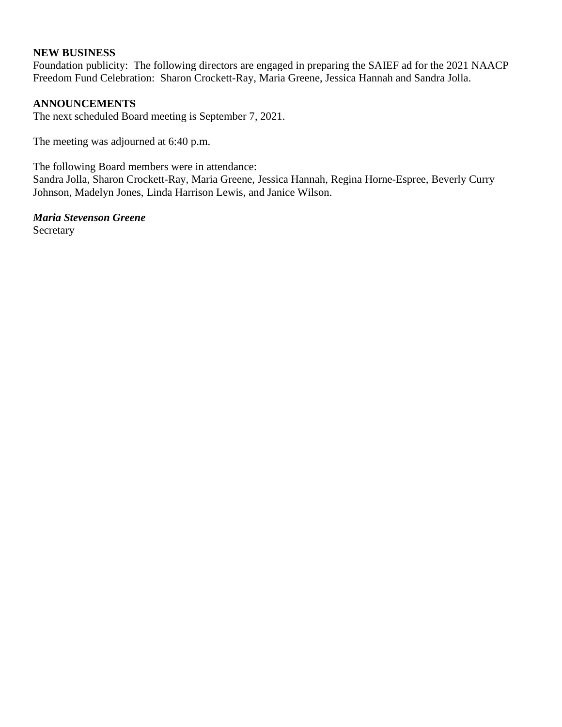**NEW BUSINESS**
Foundation publicity: The following directors are engaged in preparing the SAIEF ad for the 2021 NAACP Freedom Fund Celebration: Sharon Crockett-Ray, Maria Greene, Jessica Hannah and Sandra Jolla.

**ANNOUNCEMENTS**
The next scheduled Board meeting is September 7, 2021.

The meeting was adjourned at 6:40 p.m.

The following Board members were in attendance:
Sandra Jolla, Sharon Crockett-Ray, Maria Greene, Jessica Hannah, Regina Horne-Espree, Beverly Curry Johnson, Madelyn Jones, Linda Harrison Lewis, and Janice Wilson.

***Maria Stevenson Greene***
Secretary